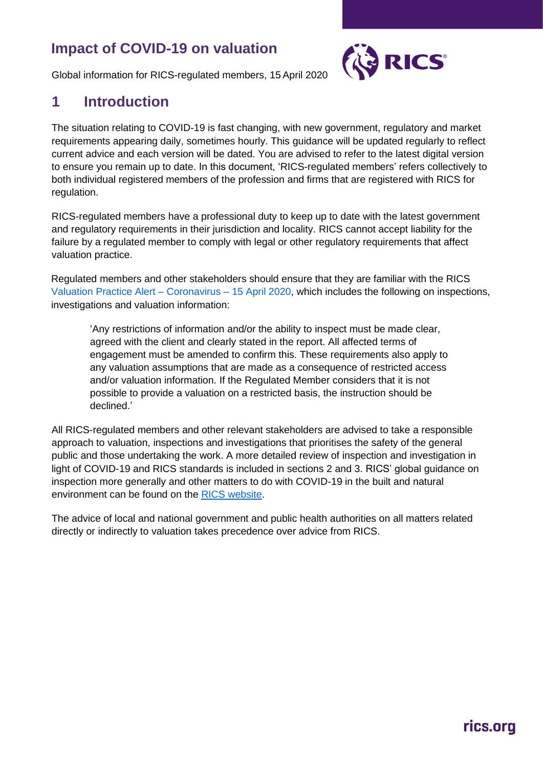# Impact of COVID-19 on valuation

Global information for RICS-regulated members, 15 April 2020

## 1 Introduction

The situation relating to COVID-19 is fast changing, with new government, regulatory and market requirements appearing daily, sometimes hourly. This guidance will be updated regularly to reflect current advice and each version will be dated. You are advised to refer to the latest digital version to ensure you remain up to date. In this document, 'RICS-regulated members' refers collectively to both individual registered members of the profession and firms that are registered with RICS for regulation.

RICS-regulated members have a professional duty to keep up to date with the latest government and regulatory requirements in their jurisdiction and locality. RICS cannot accept liability for the failure by a regulated member to comply with legal or other regulatory requirements that affect valuation practice.

Regulated members and other stakeholders should ensure that they are familiar with the RICS Valuation Practice Alert – Coronavirus – 15 April 2020, which includes the following on inspections, investigations and valuation information:

> 'Any restrictions of information and/or the ability to inspect must be made clear, agreed with the client and clearly stated in the report. All affected terms of engagement must be amended to confirm this. These requirements also apply to any valuation assumptions that are made as a consequence of restricted access and/or valuation information. If the Regulated Member considers that it is not possible to provide a valuation on a restricted basis, the instruction should be declined.'

All RICS-regulated members and other relevant stakeholders are advised to take a responsible approach to valuation, inspections and investigations that prioritises the safety of the general public and those undertaking the work. A more detailed review of inspection and investigation in light of COVID-19 and RICS standards is included in sections 2 and 3. RICS' global guidance on inspection more generally and other matters to do with COVID-19 in the built and natural environment can be found on the RICS website.

The advice of local and national government and public health authorities on all matters related directly or indirectly to valuation takes precedence over advice from RICS.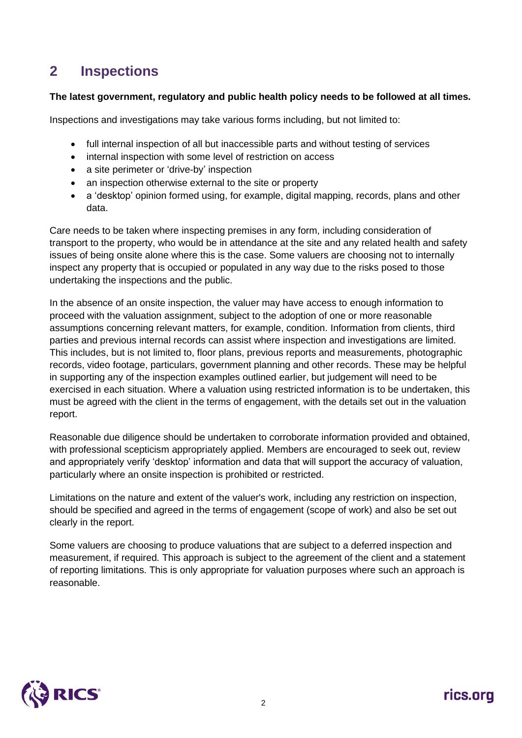## 2 Inspections

**The latest government, regulatory and public health policy needs to be followed at all times.**

Inspections and investigations may take various forms including, but not limited to:

- full internal inspection of all but inaccessible parts and without testing of services
- internal inspection with some level of restriction on access
- a site perimeter or 'drive-by' inspection
- an inspection otherwise external to the site or property
- a 'desktop' opinion formed using, for example, digital mapping, records, plans and other data.

Care needs to be taken where inspecting premises in any form, including consideration of transport to the property, who would be in attendance at the site and any related health and safety issues of being onsite alone where this is the case. Some valuers are choosing not to internally inspect any property that is occupied or populated in any way due to the risks posed to those undertaking the inspections and the public.

In the absence of an onsite inspection, the valuer may have access to enough information to proceed with the valuation assignment, subject to the adoption of one or more reasonable assumptions concerning relevant matters, for example, condition. Information from clients, third parties and previous internal records can assist where inspection and investigations are limited. This includes, but is not limited to, floor plans, previous reports and measurements, photographic records, video footage, particulars, government planning and other records. These may be helpful in supporting any of the inspection examples outlined earlier, but judgement will need to be exercised in each situation. Where a valuation using restricted information is to be undertaken, this must be agreed with the client in the terms of engagement, with the details set out in the valuation report.

Reasonable due diligence should be undertaken to corroborate information provided and obtained, with professional scepticism appropriately applied. Members are encouraged to seek out, review and appropriately verify 'desktop' information and data that will support the accuracy of valuation, particularly where an onsite inspection is prohibited or restricted.

Limitations on the nature and extent of the valuer's work, including any restriction on inspection, should be specified and agreed in the terms of engagement (scope of work) and also be set out clearly in the report.

Some valuers are choosing to produce valuations that are subject to a deferred inspection and measurement, if required. This approach is subject to the agreement of the client and a statement of reporting limitations. This is only appropriate for valuation purposes where such an approach is reasonable.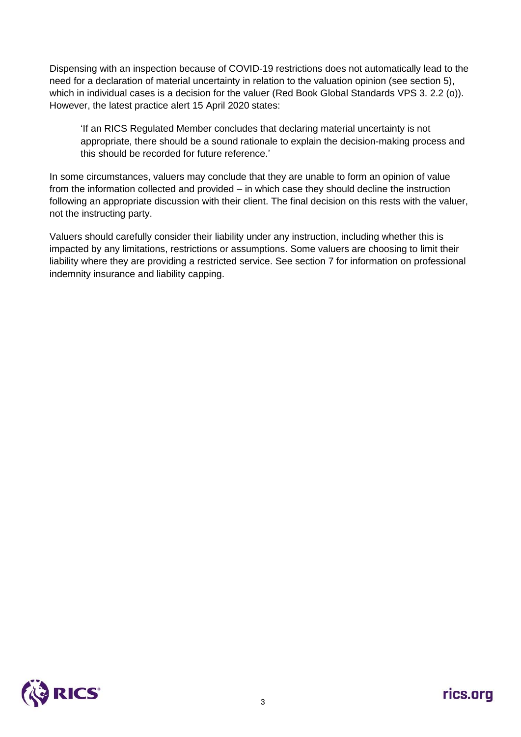Dispensing with an inspection because of COVID-19 restrictions does not automatically lead to the need for a declaration of material uncertainty in relation to the valuation opinion (see section 5), which in individual cases is a decision for the valuer (Red Book Global Standards VPS 3. 2.2 (o)). However, the latest practice alert 15 April 2020 states:

> 'If an RICS Regulated Member concludes that declaring material uncertainty is not appropriate, there should be a sound rationale to explain the decision-making process and this should be recorded for future reference.'

In some circumstances, valuers may conclude that they are unable to form an opinion of value from the information collected and provided – in which case they should decline the instruction following an appropriate discussion with their client. The final decision on this rests with the valuer, not the instructing party.

Valuers should carefully consider their liability under any instruction, including whether this is impacted by any limitations, restrictions or assumptions. Some valuers are choosing to limit their liability where they are providing a restricted service. See section 7 for information on professional indemnity insurance and liability capping.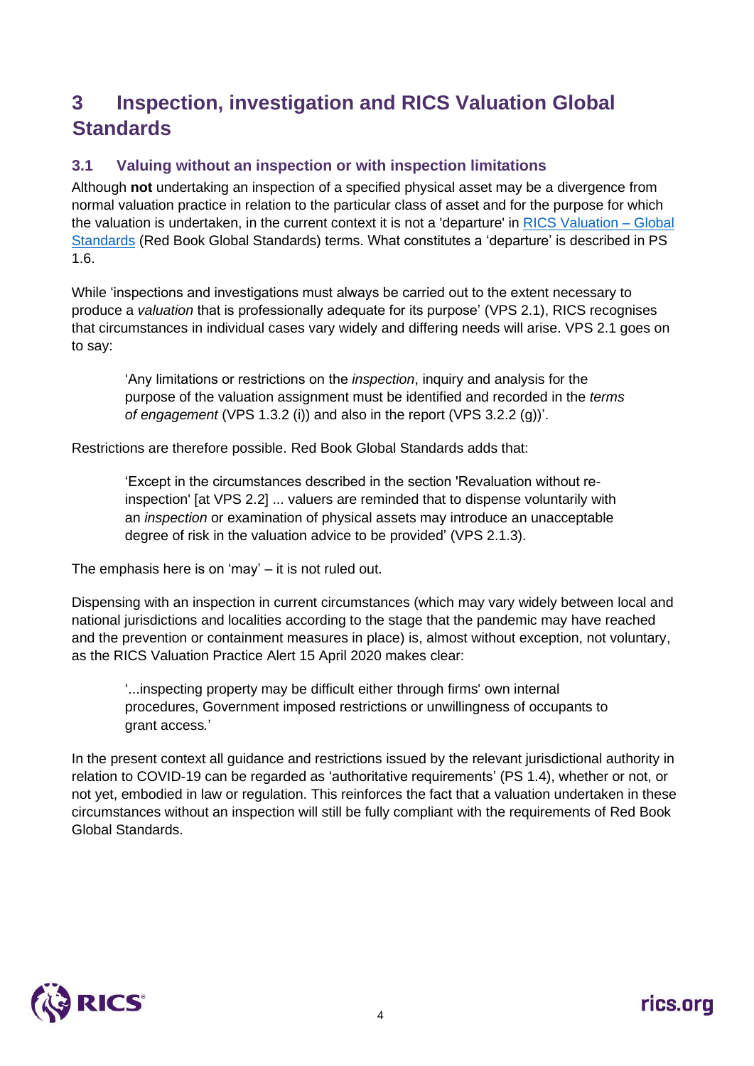## 3 Inspection, investigation and RICS Valuation Global Standards

### 3.1 Valuing without an inspection or with inspection limitations

Although **not** undertaking an inspection of a specified physical asset may be a divergence from normal valuation practice in relation to the particular class of asset and for the purpose for which the valuation is undertaken, in the current context it is not a 'departure' in RICS Valuation – Global Standards (Red Book Global Standards) terms. What constitutes a 'departure' is described in PS 1.6.

While 'inspections and investigations must always be carried out to the extent necessary to produce a *valuation* that is professionally adequate for its purpose' (VPS 2.1), RICS recognises that circumstances in individual cases vary widely and differing needs will arise. VPS 2.1 goes on to say:

> 'Any limitations or restrictions on the *inspection*, inquiry and analysis for the purpose of the valuation assignment must be identified and recorded in the *terms of engagement* (VPS 1.3.2 (i)) and also in the report (VPS 3.2.2 (g))'.

Restrictions are therefore possible. Red Book Global Standards adds that:

> 'Except in the circumstances described in the section 'Revaluation without re-inspection' [at VPS 2.2] ... valuers are reminded that to dispense voluntarily with an *inspection* or examination of physical assets may introduce an unacceptable degree of risk in the valuation advice to be provided' (VPS 2.1.3).

The emphasis here is on 'may' – it is not ruled out.

Dispensing with an inspection in current circumstances (which may vary widely between local and national jurisdictions and localities according to the stage that the pandemic may have reached and the prevention or containment measures in place) is, almost without exception, not voluntary, as the RICS Valuation Practice Alert 15 April 2020 makes clear:

> '...inspecting property may be difficult either through firms' own internal procedures, Government imposed restrictions or unwillingness of occupants to grant access.'

In the present context all guidance and restrictions issued by the relevant jurisdictional authority in relation to COVID-19 can be regarded as 'authoritative requirements' (PS 1.4), whether or not, or not yet, embodied in law or regulation. This reinforces the fact that a valuation undertaken in these circumstances without an inspection will still be fully compliant with the requirements of Red Book Global Standards.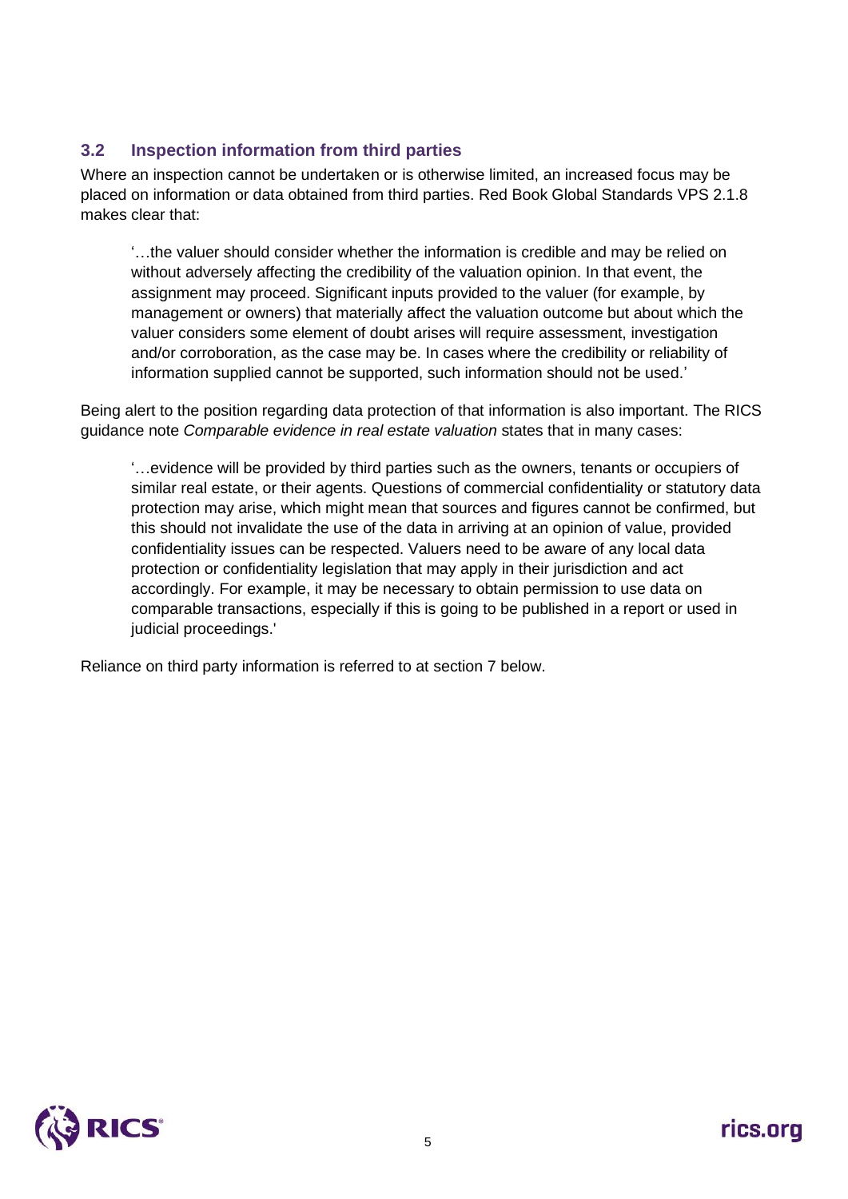### 3.2 Inspection information from third parties

Where an inspection cannot be undertaken or is otherwise limited, an increased focus may be placed on information or data obtained from third parties. Red Book Global Standards VPS 2.1.8 makes clear that:

> '…the valuer should consider whether the information is credible and may be relied on without adversely affecting the credibility of the valuation opinion. In that event, the assignment may proceed. Significant inputs provided to the valuer (for example, by management or owners) that materially affect the valuation outcome but about which the valuer considers some element of doubt arises will require assessment, investigation and/or corroboration, as the case may be. In cases where the credibility or reliability of information supplied cannot be supported, such information should not be used.'

Being alert to the position regarding data protection of that information is also important. The RICS guidance note *Comparable evidence in real estate valuation* states that in many cases:

> '…evidence will be provided by third parties such as the owners, tenants or occupiers of similar real estate, or their agents. Questions of commercial confidentiality or statutory data protection may arise, which might mean that sources and figures cannot be confirmed, but this should not invalidate the use of the data in arriving at an opinion of value, provided confidentiality issues can be respected. Valuers need to be aware of any local data protection or confidentiality legislation that may apply in their jurisdiction and act accordingly. For example, it may be necessary to obtain permission to use data on comparable transactions, especially if this is going to be published in a report or used in judicial proceedings.'

Reliance on third party information is referred to at section 7 below.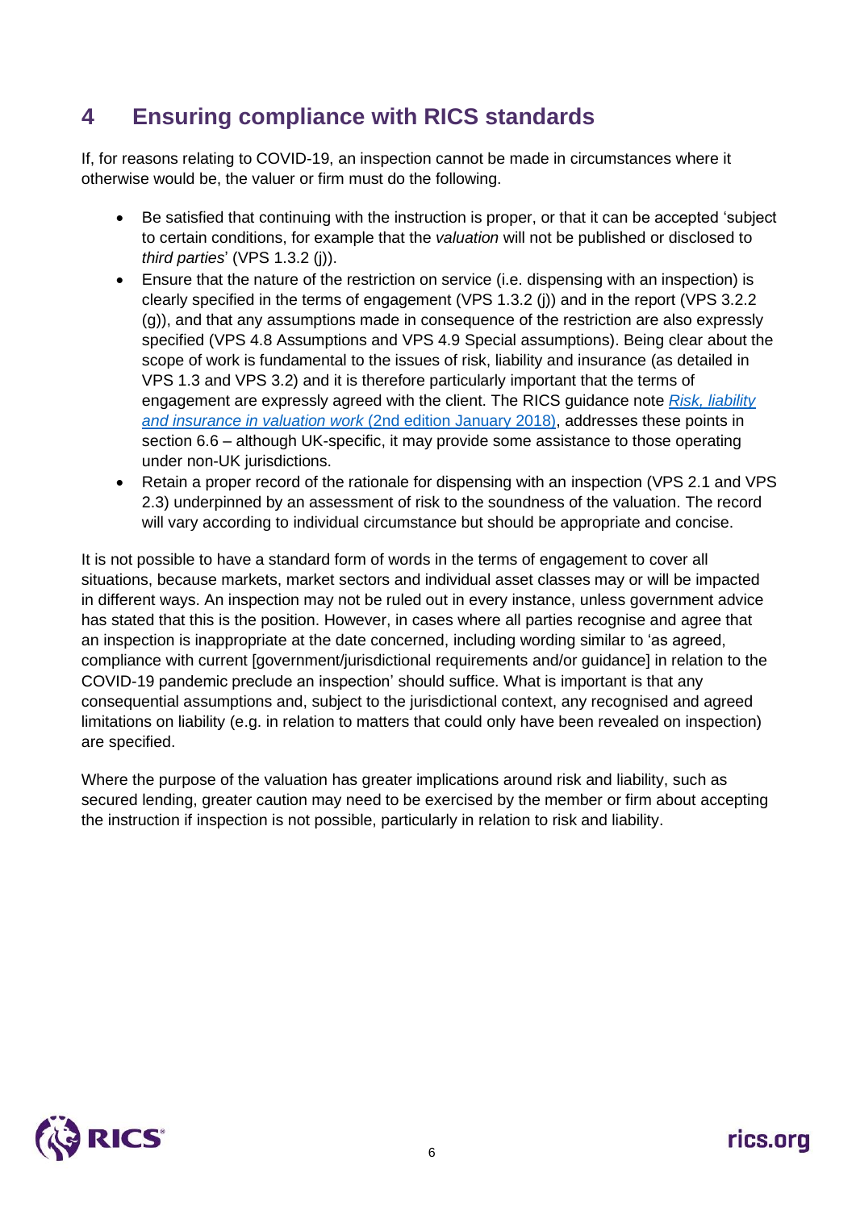## 4 Ensuring compliance with RICS standards

If, for reasons relating to COVID-19, an inspection cannot be made in circumstances where it otherwise would be, the valuer or firm must do the following.

- Be satisfied that continuing with the instruction is proper, or that it can be accepted 'subject to certain conditions, for example that the *valuation* will not be published or disclosed to *third parties*' (VPS 1.3.2 (j)).
- Ensure that the nature of the restriction on service (i.e. dispensing with an inspection) is clearly specified in the terms of engagement (VPS 1.3.2 (j)) and in the report (VPS 3.2.2 (g)), and that any assumptions made in consequence of the restriction are also expressly specified (VPS 4.8 Assumptions and VPS 4.9 Special assumptions). Being clear about the scope of work is fundamental to the issues of risk, liability and insurance (as detailed in VPS 1.3 and VPS 3.2) and it is therefore particularly important that the terms of engagement are expressly agreed with the client. The RICS guidance note *Risk, liability and insurance in valuation work* (2nd edition January 2018), addresses these points in section 6.6 – although UK-specific, it may provide some assistance to those operating under non-UK jurisdictions.
- Retain a proper record of the rationale for dispensing with an inspection (VPS 2.1 and VPS 2.3) underpinned by an assessment of risk to the soundness of the valuation. The record will vary according to individual circumstance but should be appropriate and concise.

It is not possible to have a standard form of words in the terms of engagement to cover all situations, because markets, market sectors and individual asset classes may or will be impacted in different ways. An inspection may not be ruled out in every instance, unless government advice has stated that this is the position. However, in cases where all parties recognise and agree that an inspection is inappropriate at the date concerned, including wording similar to 'as agreed, compliance with current [government/jurisdictional requirements and/or guidance] in relation to the COVID-19 pandemic preclude an inspection' should suffice. What is important is that any consequential assumptions and, subject to the jurisdictional context, any recognised and agreed limitations on liability (e.g. in relation to matters that could only have been revealed on inspection) are specified.

Where the purpose of the valuation has greater implications around risk and liability, such as secured lending, greater caution may need to be exercised by the member or firm about accepting the instruction if inspection is not possible, particularly in relation to risk and liability.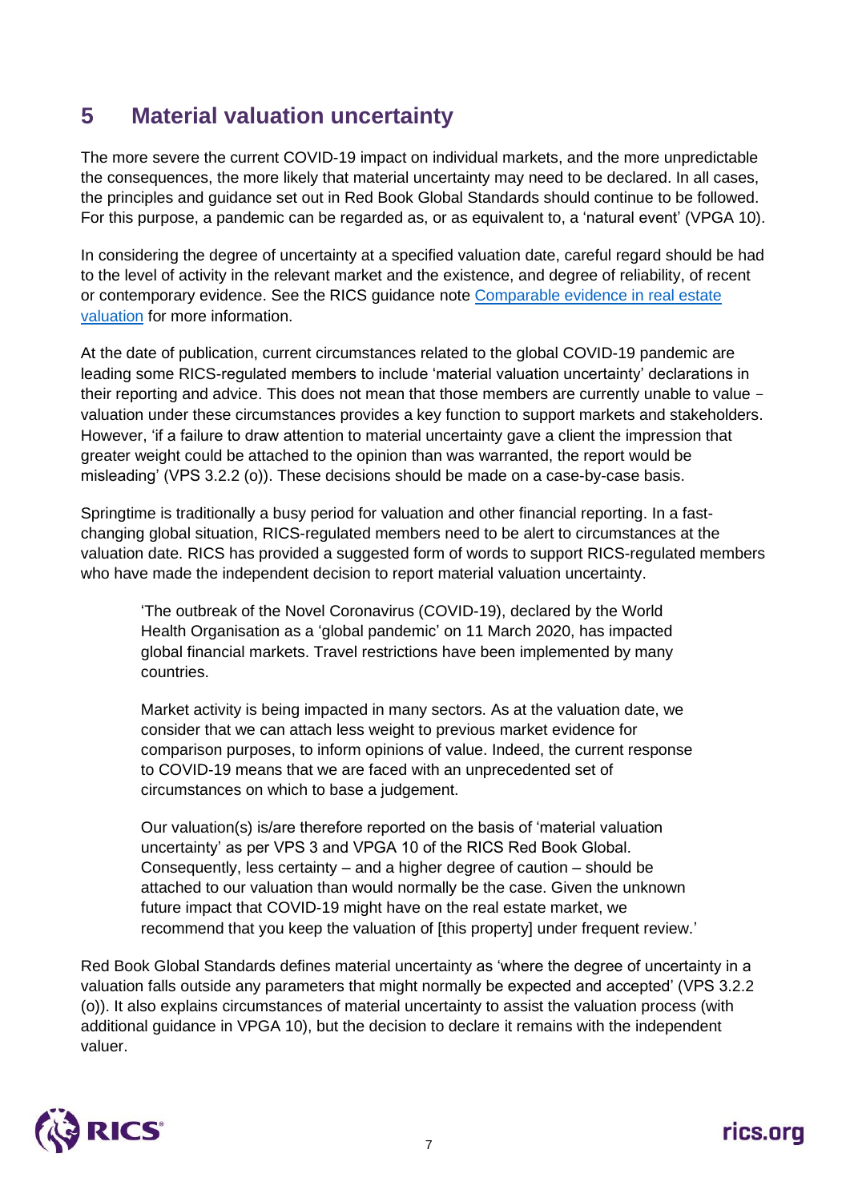## 5 Material valuation uncertainty

The more severe the current COVID-19 impact on individual markets, and the more unpredictable the consequences, the more likely that material uncertainty may need to be declared. In all cases, the principles and guidance set out in Red Book Global Standards should continue to be followed. For this purpose, a pandemic can be regarded as, or as equivalent to, a 'natural event' (VPGA 10).

In considering the degree of uncertainty at a specified valuation date, careful regard should be had to the level of activity in the relevant market and the existence, and degree of reliability, of recent or contemporary evidence. See the RICS guidance note [Comparable evidence in real estate valuation] for more information.

At the date of publication, current circumstances related to the global COVID-19 pandemic are leading some RICS-regulated members to include 'material valuation uncertainty' declarations in their reporting and advice. This does not mean that those members are currently unable to value – valuation under these circumstances provides a key function to support markets and stakeholders. However, 'if a failure to draw attention to material uncertainty gave a client the impression that greater weight could be attached to the opinion than was warranted, the report would be misleading' (VPS 3.2.2 (o)). These decisions should be made on a case-by-case basis.

Springtime is traditionally a busy period for valuation and other financial reporting. In a fast-changing global situation, RICS-regulated members need to be alert to circumstances at the valuation date. RICS has provided a suggested form of words to support RICS-regulated members who have made the independent decision to report material valuation uncertainty.

> 'The outbreak of the Novel Coronavirus (COVID-19), declared by the World Health Organisation as a 'global pandemic' on 11 March 2020, has impacted global financial markets. Travel restrictions have been implemented by many countries.
>
> Market activity is being impacted in many sectors. As at the valuation date, we consider that we can attach less weight to previous market evidence for comparison purposes, to inform opinions of value. Indeed, the current response to COVID-19 means that we are faced with an unprecedented set of circumstances on which to base a judgement.
>
> Our valuation(s) is/are therefore reported on the basis of 'material valuation uncertainty' as per VPS 3 and VPGA 10 of the RICS Red Book Global. Consequently, less certainty – and a higher degree of caution – should be attached to our valuation than would normally be the case. Given the unknown future impact that COVID-19 might have on the real estate market, we recommend that you keep the valuation of [this property] under frequent review.'

Red Book Global Standards defines material uncertainty as 'where the degree of uncertainty in a valuation falls outside any parameters that might normally be expected and accepted' (VPS 3.2.2 (o)). It also explains circumstances of material uncertainty to assist the valuation process (with additional guidance in VPGA 10), but the decision to declare it remains with the independent valuer.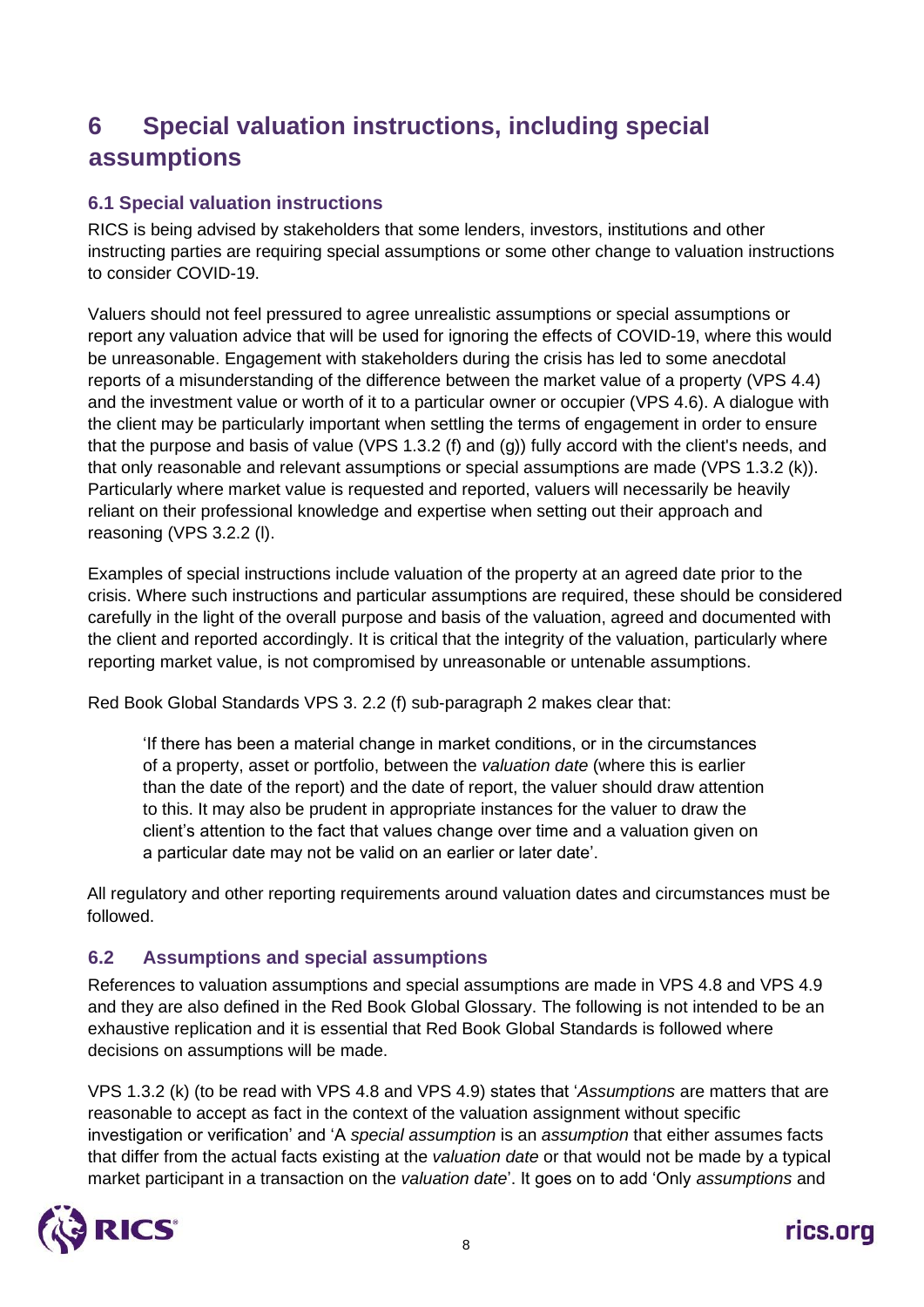# 6 Special valuation instructions, including special assumptions

## 6.1 Special valuation instructions

RICS is being advised by stakeholders that some lenders, investors, institutions and other instructing parties are requiring special assumptions or some other change to valuation instructions to consider COVID-19.

Valuers should not feel pressured to agree unrealistic assumptions or special assumptions or report any valuation advice that will be used for ignoring the effects of COVID-19, where this would be unreasonable. Engagement with stakeholders during the crisis has led to some anecdotal reports of a misunderstanding of the difference between the market value of a property (VPS 4.4) and the investment value or worth of it to a particular owner or occupier (VPS 4.6). A dialogue with the client may be particularly important when settling the terms of engagement in order to ensure that the purpose and basis of value (VPS 1.3.2 (f) and (g)) fully accord with the client's needs, and that only reasonable and relevant assumptions or special assumptions are made (VPS 1.3.2 (k)). Particularly where market value is requested and reported, valuers will necessarily be heavily reliant on their professional knowledge and expertise when setting out their approach and reasoning (VPS 3.2.2 (l).

Examples of special instructions include valuation of the property at an agreed date prior to the crisis. Where such instructions and particular assumptions are required, these should be considered carefully in the light of the overall purpose and basis of the valuation, agreed and documented with the client and reported accordingly. It is critical that the integrity of the valuation, particularly where reporting market value, is not compromised by unreasonable or untenable assumptions.

Red Book Global Standards VPS 3. 2.2 (f) sub-paragraph 2 makes clear that:

> 'If there has been a material change in market conditions, or in the circumstances of a property, asset or portfolio, between the *valuation date* (where this is earlier than the date of the report) and the date of report, the valuer should draw attention to this. It may also be prudent in appropriate instances for the valuer to draw the client's attention to the fact that values change over time and a valuation given on a particular date may not be valid on an earlier or later date'.

All regulatory and other reporting requirements around valuation dates and circumstances must be followed.

## 6.2 Assumptions and special assumptions

References to valuation assumptions and special assumptions are made in VPS 4.8 and VPS 4.9 and they are also defined in the Red Book Global Glossary. The following is not intended to be an exhaustive replication and it is essential that Red Book Global Standards is followed where decisions on assumptions will be made.

VPS 1.3.2 (k) (to be read with VPS 4.8 and VPS 4.9) states that '*Assumptions* are matters that are reasonable to accept as fact in the context of the valuation assignment without specific investigation or verification' and 'A *special assumption* is an *assumption* that either assumes facts that differ from the actual facts existing at the *valuation date* or that would not be made by a typical market participant in a transaction on the *valuation date*'. It goes on to add 'Only *assumptions* and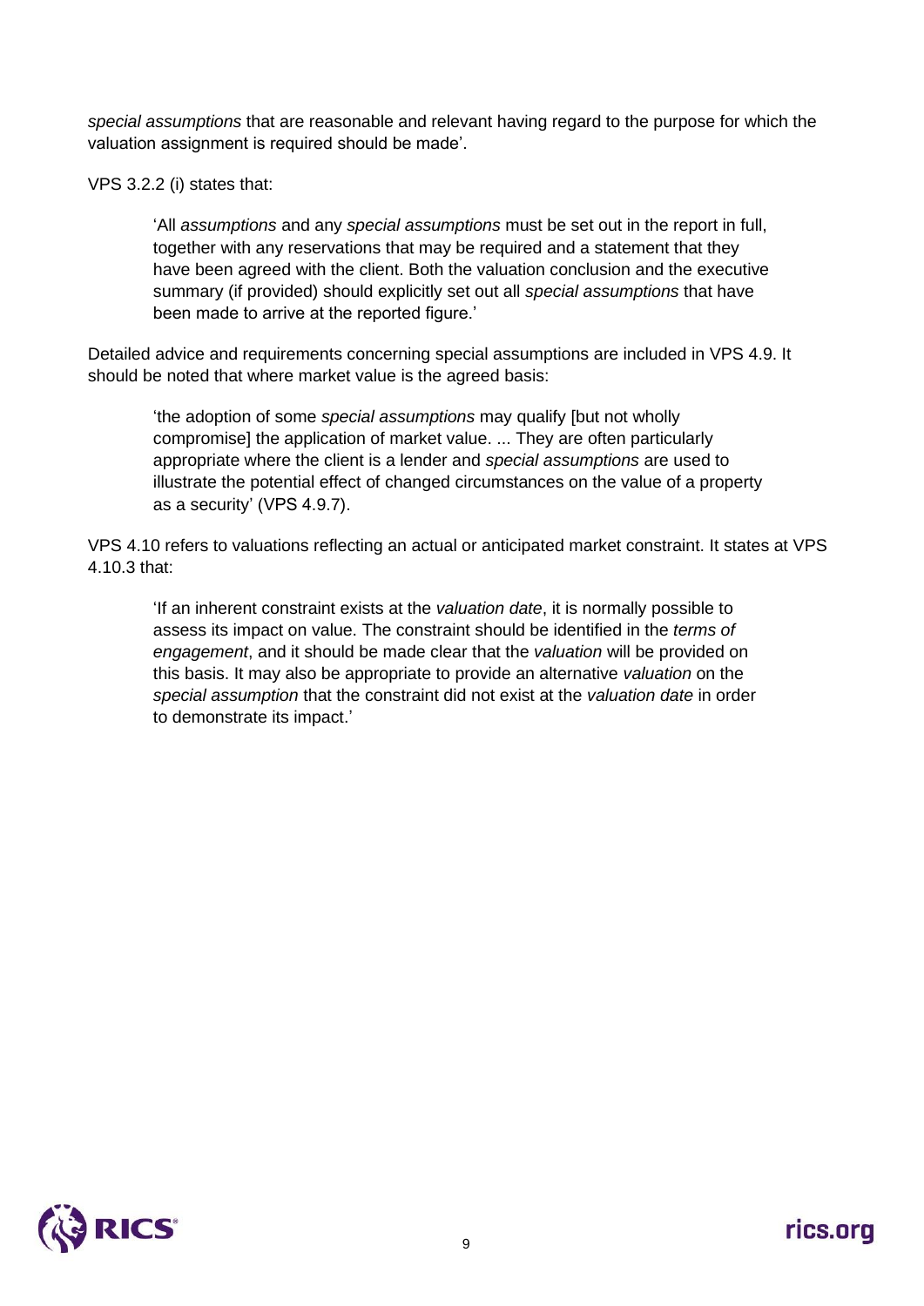*special assumptions* that are reasonable and relevant having regard to the purpose for which the valuation assignment is required should be made'.

VPS 3.2.2 (i) states that:

> 'All *assumptions* and any *special assumptions* must be set out in the report in full, together with any reservations that may be required and a statement that they have been agreed with the client. Both the valuation conclusion and the executive summary (if provided) should explicitly set out all *special assumptions* that have been made to arrive at the reported figure.'

Detailed advice and requirements concerning special assumptions are included in VPS 4.9. It should be noted that where market value is the agreed basis:

> 'the adoption of some *special assumptions* may qualify [but not wholly compromise] the application of market value. ... They are often particularly appropriate where the client is a lender and *special assumptions* are used to illustrate the potential effect of changed circumstances on the value of a property as a security' (VPS 4.9.7).

VPS 4.10 refers to valuations reflecting an actual or anticipated market constraint. It states at VPS 4.10.3 that:

> 'If an inherent constraint exists at the *valuation date*, it is normally possible to assess its impact on value. The constraint should be identified in the *terms of engagement*, and it should be made clear that the *valuation* will be provided on this basis. It may also be appropriate to provide an alternative *valuation* on the *special assumption* that the constraint did not exist at the *valuation date* in order to demonstrate its impact.'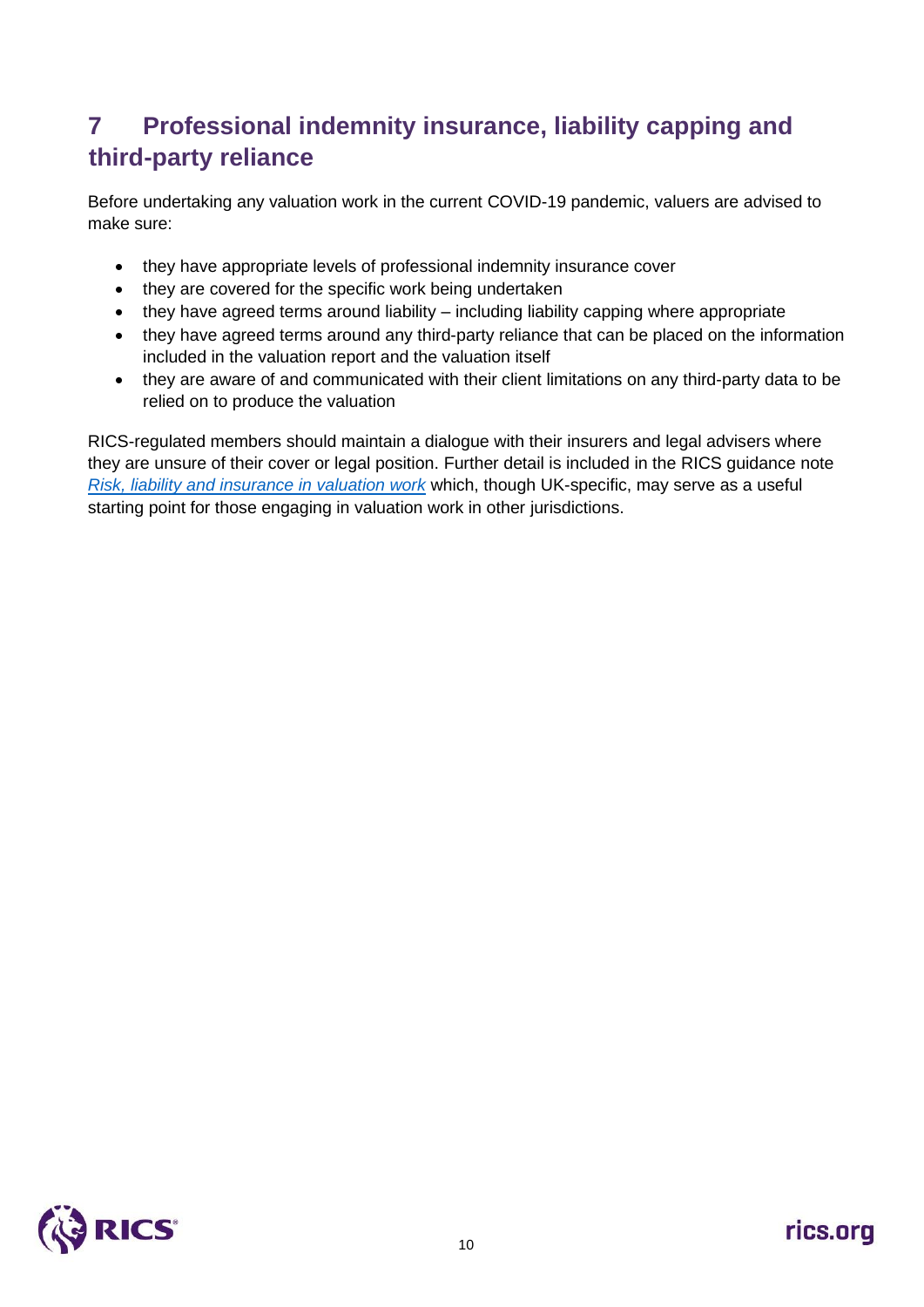## 7 Professional indemnity insurance, liability capping and third-party reliance

Before undertaking any valuation work in the current COVID-19 pandemic, valuers are advised to make sure:

- they have appropriate levels of professional indemnity insurance cover
- they are covered for the specific work being undertaken
- they have agreed terms around liability – including liability capping where appropriate
- they have agreed terms around any third-party reliance that can be placed on the information included in the valuation report and the valuation itself
- they are aware of and communicated with their client limitations on any third-party data to be relied on to produce the valuation

RICS-regulated members should maintain a dialogue with their insurers and legal advisers where they are unsure of their cover or legal position. Further detail is included in the RICS guidance note *Risk, liability and insurance in valuation work* which, though UK-specific, may serve as a useful starting point for those engaging in valuation work in other jurisdictions.